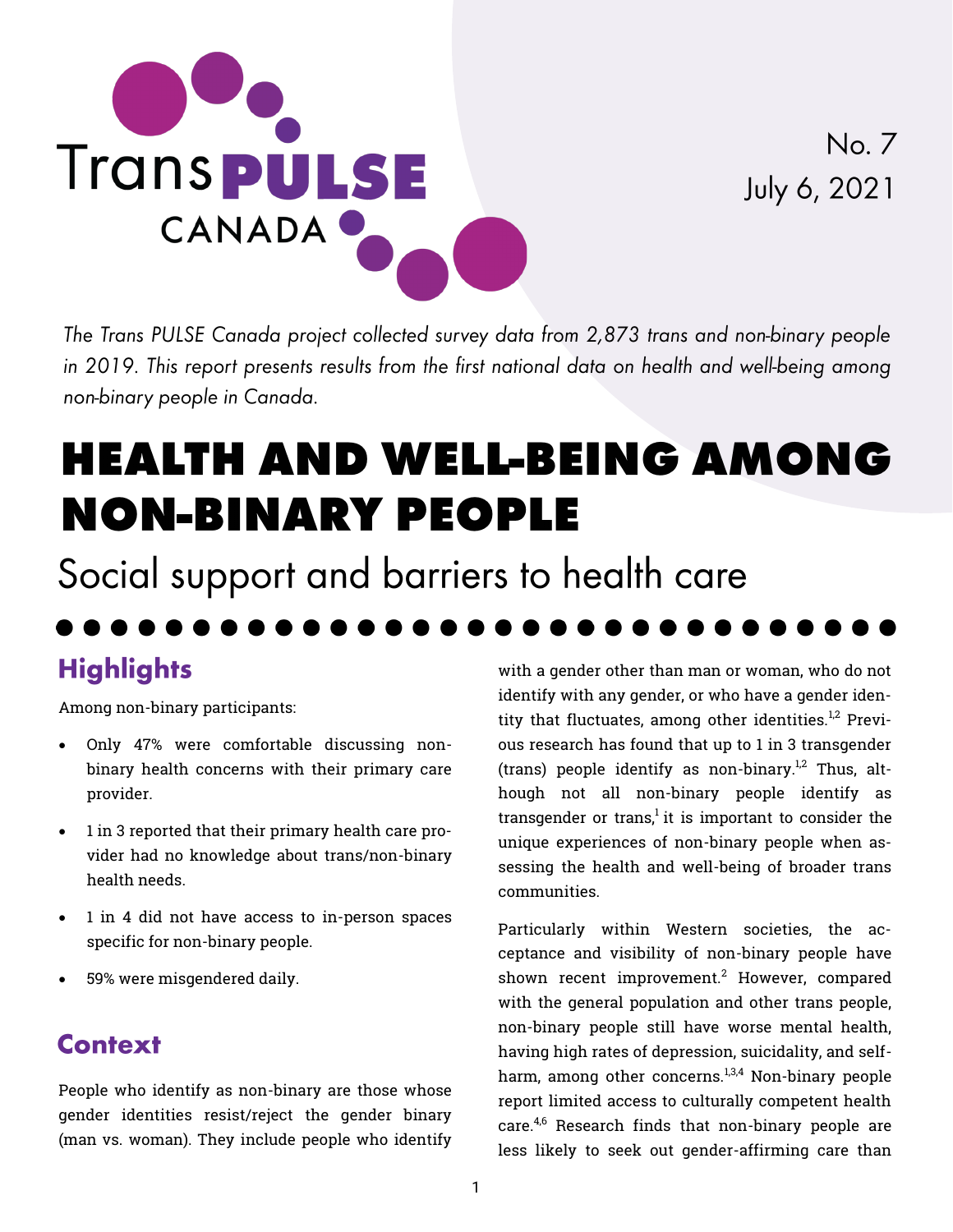Trans PULSE CANADA

No. 7
July 6, 2021

*The Trans PULSE Canada project collected survey data from 2,873 trans and non-binary people in 2019. This report presents results from the first national data on health and well-being among non-binary people in Canada.*

# HEALTH AND WELL-BEING AMONG NON-BINARY PEOPLE

## Social support and barriers to health care

## Highlights

Among non-binary participants:

- Only 47% were comfortable discussing non-binary health concerns with their primary care provider.
- 1 in 3 reported that their primary health care provider had no knowledge about trans/non-binary health needs.
- 1 in 4 did not have access to in-person spaces specific for non-binary people.
- 59% were misgendered daily.

## Context

People who identify as non-binary are those whose gender identities resist/reject the gender binary (man vs. woman). They include people who identify with a gender other than man or woman, who do not identify with any gender, or who have a gender identity that fluctuates, among other identities.[1,2] Previous research has found that up to 1 in 3 transgender (trans) people identify as non-binary.[1,2] Thus, although not all non-binary people identify as transgender or trans,[1] it is important to consider the unique experiences of non-binary people when assessing the health and well-being of broader trans communities.

Particularly within Western societies, the acceptance and visibility of non-binary people have shown recent improvement.[2] However, compared with the general population and other trans people, non-binary people still have worse mental health, having high rates of depression, suicidality, and self-harm, among other concerns.[1,3,4] Non-binary people report limited access to culturally competent health care.[4,6] Research finds that non-binary people are less likely to seek out gender-affirming care than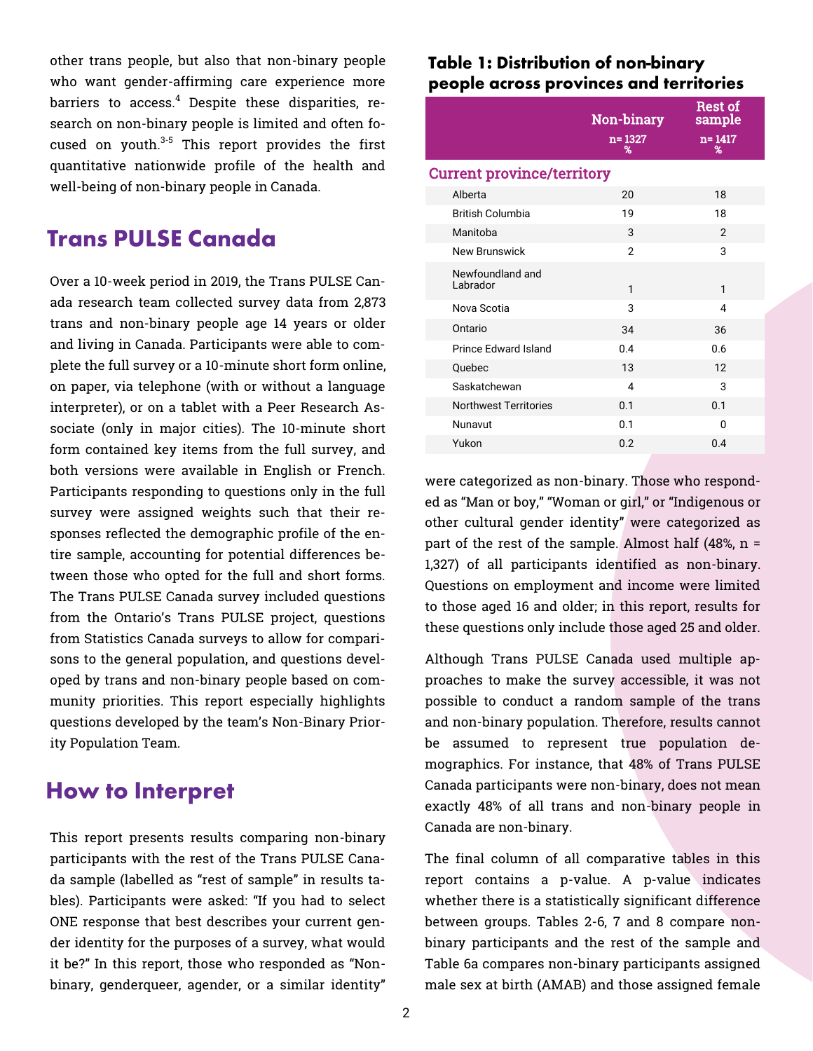other trans people, but also that non-binary people who want gender-affirming care experience more barriers to access.[4] Despite these disparities, research on non-binary people is limited and often focused on youth.[3-5] This report provides the first quantitative nationwide profile of the health and well-being of non-binary people in Canada.

## Trans PULSE Canada

Over a 10-week period in 2019, the Trans PULSE Canada research team collected survey data from 2,873 trans and non-binary people age 14 years or older and living in Canada. Participants were able to complete the full survey or a 10-minute short form online, on paper, via telephone (with or without a language interpreter), or on a tablet with a Peer Research Associate (only in major cities). The 10-minute short form contained key items from the full survey, and both versions were available in English or French. Participants responding to questions only in the full survey were assigned weights such that their responses reflected the demographic profile of the entire sample, accounting for potential differences between those who opted for the full and short forms. The Trans PULSE Canada survey included questions from the Ontario's Trans PULSE project, questions from Statistics Canada surveys to allow for comparisons to the general population, and questions developed by trans and non-binary people based on community priorities. This report especially highlights questions developed by the team's Non-Binary Priority Population Team.

## How to Interpret

This report presents results comparing non-binary participants with the rest of the Trans PULSE Canada sample (labelled as "rest of sample" in results tables). Participants were asked: "If you had to select ONE response that best describes your current gender identity for the purposes of a survey, what would it be?" In this report, those who responded as "Non-binary, genderqueer, agender, or a similar identity" were categorized as non-binary. Those who responded as "Man or boy," "Woman or girl," or "Indigenous or other cultural gender identity" were categorized as part of the rest of the sample. Almost half (48%, n = 1,327) of all participants identified as non-binary. Questions on employment and income were limited to those aged 16 and older; in this report, results for these questions only include those aged 25 and older.

**Table 1: Distribution of non-binary people across provinces and territories**

| | Non-binary n= 1327 % | Rest of sample n= 1417 % |
|---|---|---|
| **Current province/territory** | | |
| Alberta | 20 | 18 |
| British Columbia | 19 | 18 |
| Manitoba | 3 | 2 |
| New Brunswick | 2 | 3 |
| Newfoundland and Labrador | 1 | 1 |
| Nova Scotia | 3 | 4 |
| Ontario | 34 | 36 |
| Prince Edward Island | 0.4 | 0.6 |
| Quebec | 13 | 12 |
| Saskatchewan | 4 | 3 |
| Northwest Territories | 0.1 | 0.1 |
| Nunavut | 0.1 | 0 |
| Yukon | 0.2 | 0.4 |

Although Trans PULSE Canada used multiple approaches to make the survey accessible, it was not possible to conduct a random sample of the trans and non-binary population. Therefore, results cannot be assumed to represent true population demographics. For instance, that 48% of Trans PULSE Canada participants were non-binary, does not mean exactly 48% of all trans and non-binary people in Canada are non-binary.

The final column of all comparative tables in this report contains a p-value. A p-value indicates whether there is a statistically significant difference between groups. Tables 2-6, 7 and 8 compare non-binary participants and the rest of the sample and Table 6a compares non-binary participants assigned male sex at birth (AMAB) and those assigned female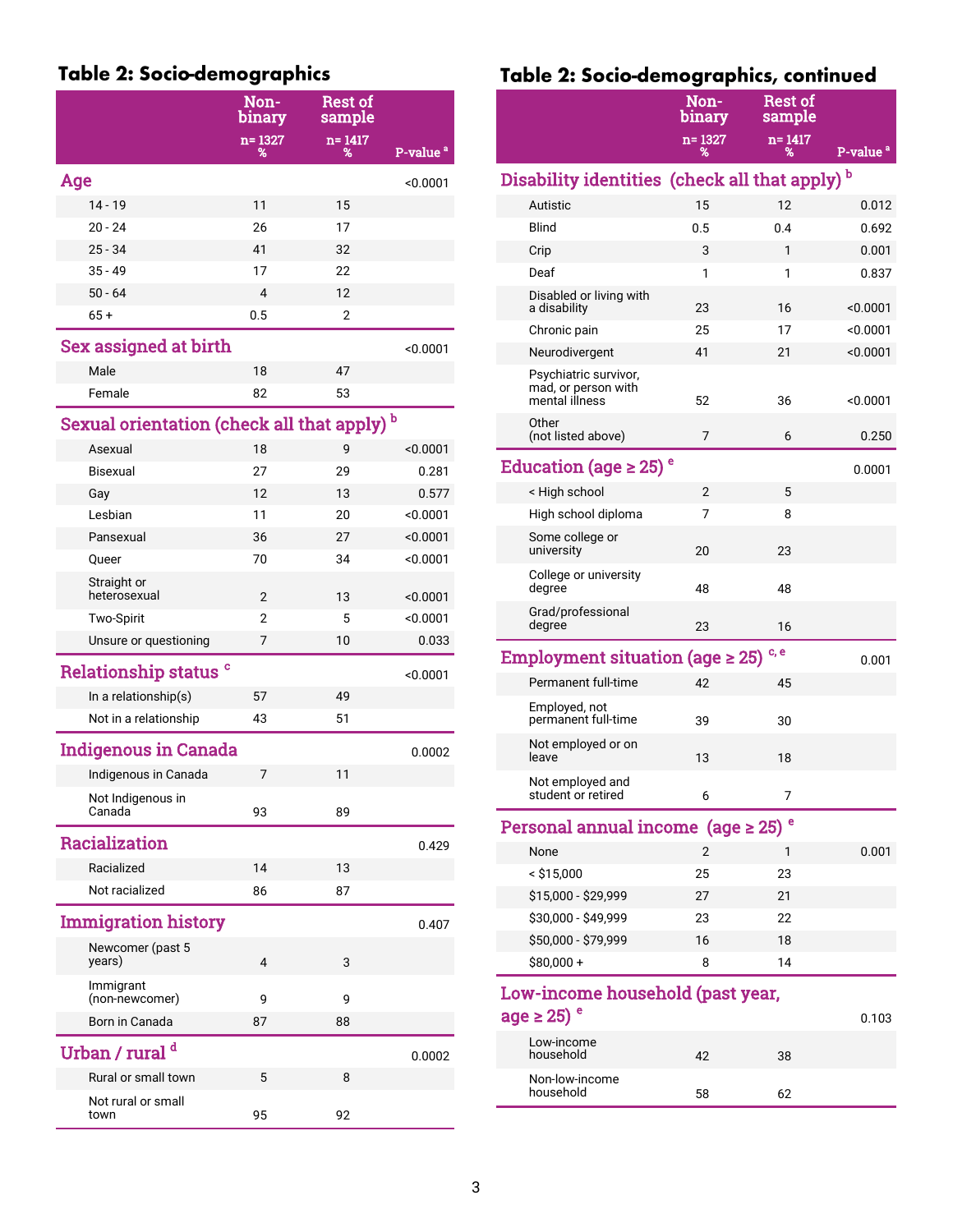## Table 2: Socio-demographics

| | Non-binary n= 1327 % | Rest of sample n= 1417 % | P-value [a] |
|---|---|---|---|
| **Age** | | | <0.0001 |
| 14 - 19 | 11 | 15 | |
| 20 - 24 | 26 | 17 | |
| 25 - 34 | 41 | 32 | |
| 35 - 49 | 17 | 22 | |
| 50 - 64 | 4 | 12 | |
| 65 + | 0.5 | 2 | |
| **Sex assigned at birth** | | | <0.0001 |
| Male | 18 | 47 | |
| Female | 82 | 53 | |
| **Sexual orientation (check all that apply) [b]** | | | |
| Asexual | 18 | 9 | <0.0001 |
| Bisexual | 27 | 29 | 0.281 |
| Gay | 12 | 13 | 0.577 |
| Lesbian | 11 | 20 | <0.0001 |
| Pansexual | 36 | 27 | <0.0001 |
| Queer | 70 | 34 | <0.0001 |
| Straight or heterosexual | 2 | 13 | <0.0001 |
| Two-Spirit | 2 | 5 | <0.0001 |
| Unsure or questioning | 7 | 10 | 0.033 |
| **Relationship status [c]** | | | <0.0001 |
| In a relationship(s) | 57 | 49 | |
| Not in a relationship | 43 | 51 | |
| **Indigenous in Canada** | | | 0.0002 |
| Indigenous in Canada | 7 | 11 | |
| Not Indigenous in Canada | 93 | 89 | |
| **Racialization** | | | 0.429 |
| Racialized | 14 | 13 | |
| Not racialized | 86 | 87 | |
| **Immigration history** | | | 0.407 |
| Newcomer (past 5 years) | 4 | 3 | |
| Immigrant (non-newcomer) | 9 | 9 | |
| Born in Canada | 87 | 88 | |
| **Urban / rural [d]** | | | 0.0002 |
| Rural or small town | 5 | 8 | |
| Not rural or small town | 95 | 92 | |

## Table 2: Socio-demographics, continued

| | Non-binary n= 1327 % | Rest of sample n= 1417 % | P-value [a] |
|---|---|---|---|
| **Disability identities (check all that apply) [b]** | | | |
| Autistic | 15 | 12 | 0.012 |
| Blind | 0.5 | 0.4 | 0.692 |
| Crip | 3 | 1 | 0.001 |
| Deaf | 1 | 1 | 0.837 |
| Disabled or living with a disability | 23 | 16 | <0.0001 |
| Chronic pain | 25 | 17 | <0.0001 |
| Neurodivergent | 41 | 21 | <0.0001 |
| Psychiatric survivor, mad, or person with mental illness | 52 | 36 | <0.0001 |
| Other (not listed above) | 7 | 6 | 0.250 |
| **Education (age ≥ 25) [e]** | | | 0.0001 |
| < High school | 2 | 5 | |
| High school diploma | 7 | 8 | |
| Some college or university | 20 | 23 | |
| College or university degree | 48 | 48 | |
| Grad/professional degree | 23 | 16 | |
| **Employment situation (age ≥ 25) [c, e]** | | | 0.001 |
| Permanent full-time | 42 | 45 | |
| Employed, not permanent full-time | 39 | 30 | |
| Not employed or on leave | 13 | 18 | |
| Not employed and student or retired | 6 | 7 | |
| **Personal annual income (age ≥ 25) [e]** | | | |
| None | 2 | 1 | 0.001 |
| < $15,000 | 25 | 23 | |
| $15,000 - $29,999 | 27 | 21 | |
| $30,000 - $49,999 | 23 | 22 | |
| $50,000 - $79,999 | 16 | 18 | |
| $80,000 + | 8 | 14 | |
| **Low-income household (past year, age ≥ 25) [e]** | | | 0.103 |
| Low-income household | 42 | 38 | |
| Non-low-income household | 58 | 62 | |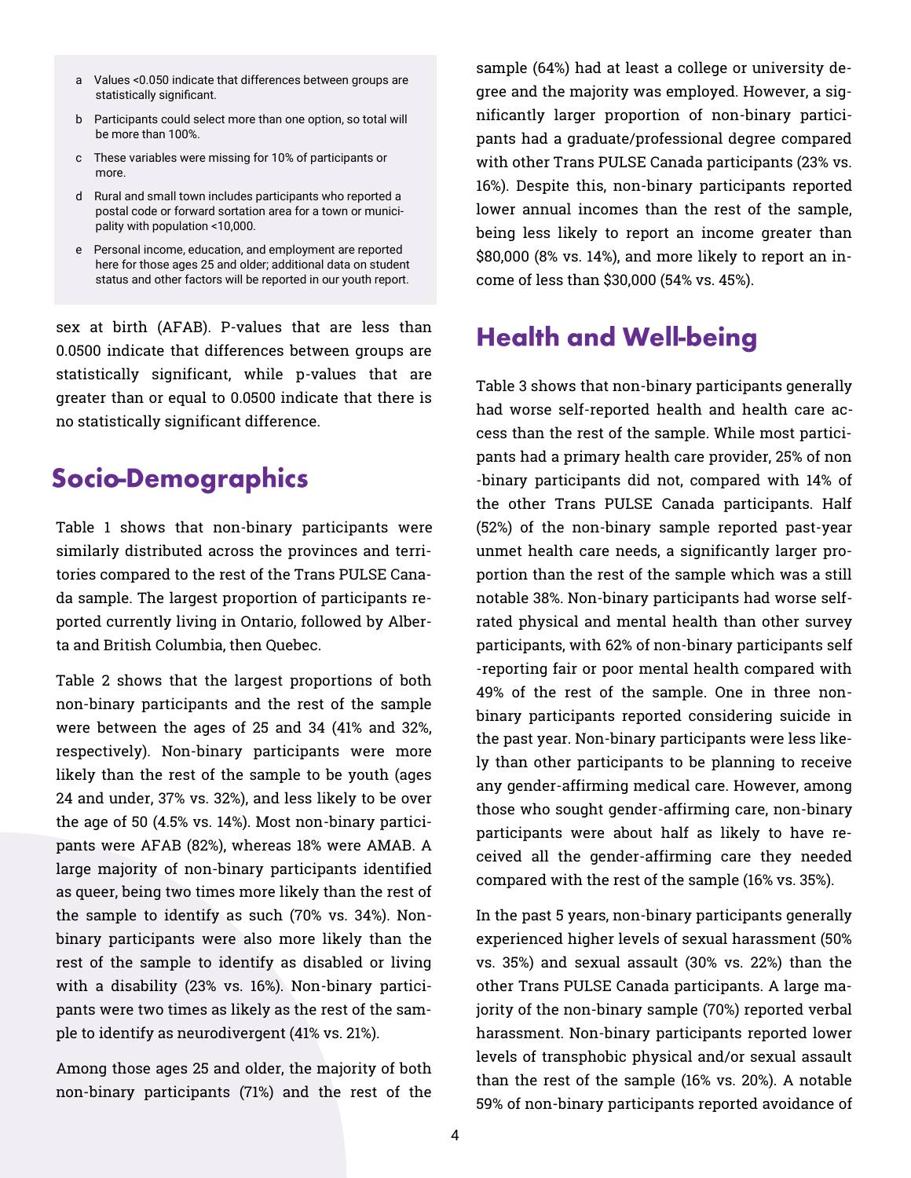- a Values <0.050 indicate that differences between groups are statistically significant.
- b Participants could select more than one option, so total will be more than 100%.
- c These variables were missing for 10% of participants or more.
- d Rural and small town includes participants who reported a postal code or forward sortation area for a town or municipality with population <10,000.
- e Personal income, education, and employment are reported here for those ages 25 and older; additional data on student status and other factors will be reported in our youth report.

sex at birth (AFAB). P-values that are less than 0.0500 indicate that differences between groups are statistically significant, while p-values that are greater than or equal to 0.0500 indicate that there is no statistically significant difference.

## Socio-Demographics

Table 1 shows that non-binary participants were similarly distributed across the provinces and territories compared to the rest of the Trans PULSE Canada sample. The largest proportion of participants reported currently living in Ontario, followed by Alberta and British Columbia, then Quebec.

Table 2 shows that the largest proportions of both non-binary participants and the rest of the sample were between the ages of 25 and 34 (41% and 32%, respectively). Non-binary participants were more likely than the rest of the sample to be youth (ages 24 and under, 37% vs. 32%), and less likely to be over the age of 50 (4.5% vs. 14%). Most non-binary participants were AFAB (82%), whereas 18% were AMAB. A large majority of non-binary participants identified as queer, being two times more likely than the rest of the sample to identify as such (70% vs. 34%). Non-binary participants were also more likely than the rest of the sample to identify as disabled or living with a disability (23% vs. 16%). Non-binary participants were two times as likely as the rest of the sample to identify as neurodivergent (41% vs. 21%).

Among those ages 25 and older, the majority of both non-binary participants (71%) and the rest of the sample (64%) had at least a college or university degree and the majority was employed. However, a significantly larger proportion of non-binary participants had a graduate/professional degree compared with other Trans PULSE Canada participants (23% vs. 16%). Despite this, non-binary participants reported lower annual incomes than the rest of the sample, being less likely to report an income greater than $80,000 (8% vs. 14%), and more likely to report an income of less than $30,000 (54% vs. 45%).

## Health and Well-being

Table 3 shows that non-binary participants generally had worse self-reported health and health care access than the rest of the sample. While most participants had a primary health care provider, 25% of non-binary participants did not, compared with 14% of the other Trans PULSE Canada participants. Half (52%) of the non-binary sample reported past-year unmet health care needs, a significantly larger proportion than the rest of the sample which was a still notable 38%. Non-binary participants had worse self-rated physical and mental health than other survey participants, with 62% of non-binary participants self-reporting fair or poor mental health compared with 49% of the rest of the sample. One in three non-binary participants reported considering suicide in the past year. Non-binary participants were less likely than other participants to be planning to receive any gender-affirming medical care. However, among those who sought gender-affirming care, non-binary participants were about half as likely to have received all the gender-affirming care they needed compared with the rest of the sample (16% vs. 35%).

In the past 5 years, non-binary participants generally experienced higher levels of sexual harassment (50% vs. 35%) and sexual assault (30% vs. 22%) than the other Trans PULSE Canada participants. A large majority of the non-binary sample (70%) reported verbal harassment. Non-binary participants reported lower levels of transphobic physical and/or sexual assault than the rest of the sample (16% vs. 20%). A notable 59% of non-binary participants reported avoidance of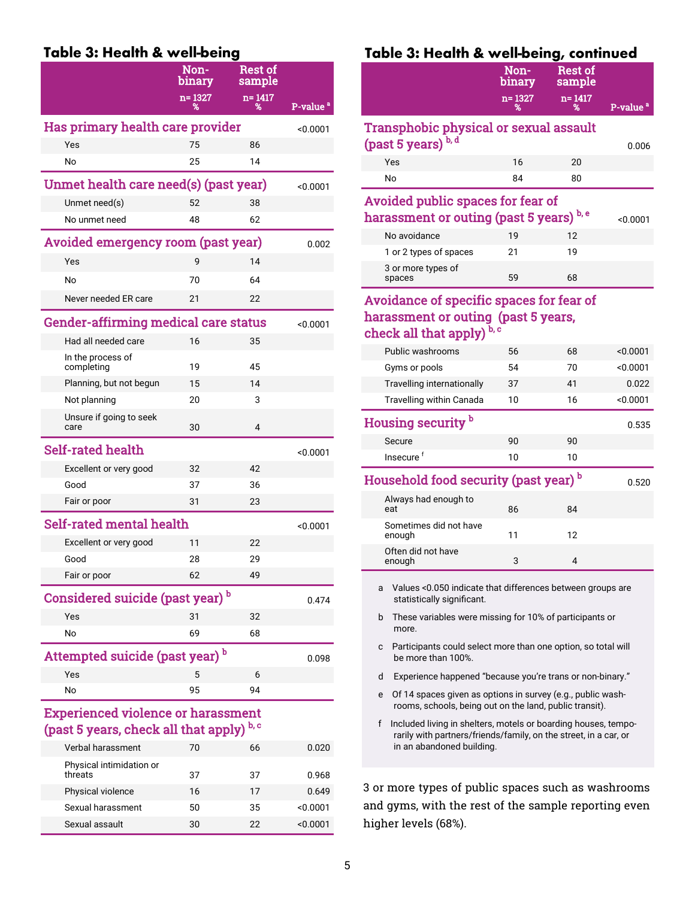## Table 3: Health & well-being

| | Non-binary n= 1327 % | Rest of sample n= 1417 % | P-value [a] |
|---|---|---|---|
| **Has primary health care provider** | | | <0.0001 |
| Yes | 75 | 86 | |
| No | 25 | 14 | |
| **Unmet health care need(s) (past year)** | | | <0.0001 |
| Unmet need(s) | 52 | 38 | |
| No unmet need | 48 | 62 | |
| **Avoided emergency room (past year)** | | | 0.002 |
| Yes | 9 | 14 | |
| No | 70 | 64 | |
| Never needed ER care | 21 | 22 | |
| **Gender-affirming medical care status** | | | <0.0001 |
| Had all needed care | 16 | 35 | |
| In the process of completing | 19 | 45 | |
| Planning, but not begun | 15 | 14 | |
| Not planning | 20 | 3 | |
| Unsure if going to seek care | 30 | 4 | |
| **Self-rated health** | | | <0.0001 |
| Excellent or very good | 32 | 42 | |
| Good | 37 | 36 | |
| Fair or poor | 31 | 23 | |
| **Self-rated mental health** | | | <0.0001 |
| Excellent or very good | 11 | 22 | |
| Good | 28 | 29 | |
| Fair or poor | 62 | 49 | |
| **Considered suicide (past year)** [b] | | | 0.474 |
| Yes | 31 | 32 | |
| No | 69 | 68 | |
| **Attempted suicide (past year)** [b] | | | 0.098 |
| Yes | 5 | 6 | |
| No | 95 | 94 | |
| **Experienced violence or harassment (past 5 years, check all that apply)** [b, c] | | | |
| Verbal harassment | 70 | 66 | 0.020 |
| Physical intimidation or threats | 37 | 37 | 0.968 |
| Physical violence | 16 | 17 | 0.649 |
| Sexual harassment | 50 | 35 | <0.0001 |
| Sexual assault | 30 | 22 | <0.0001 |

## Table 3: Health & well-being, continued

| | Non-binary n= 1327 % | Rest of sample n= 1417 % | P-value [a] |
|---|---|---|---|
| **Transphobic physical or sexual assault (past 5 years)** [b, d] | | | 0.006 |
| Yes | 16 | 20 | |
| No | 84 | 80 | |
| **Avoided public spaces for fear of harassment or outing (past 5 years)** [b, e] | | | <0.0001 |
| No avoidance | 19 | 12 | |
| 1 or 2 types of spaces | 21 | 19 | |
| 3 or more types of spaces | 59 | 68 | |
| **Avoidance of specific spaces for fear of harassment or outing (past 5 years, check all that apply)** [b, c] | | | |
| Public washrooms | 56 | 68 | <0.0001 |
| Gyms or pools | 54 | 70 | <0.0001 |
| Travelling internationally | 37 | 41 | 0.022 |
| Travelling within Canada | 10 | 16 | <0.0001 |
| **Housing security** [b] | | | 0.535 |
| Secure | 90 | 90 | |
| Insecure [f] | 10 | 10 | |
| **Household food security (past year)** [b] | | | 0.520 |
| Always had enough to eat | 86 | 84 | |
| Sometimes did not have enough | 11 | 12 | |
| Often did not have enough | 3 | 4 | |

a Values <0.050 indicate that differences between groups are statistically significant.

b These variables were missing for 10% of participants or more.

c Participants could select more than one option, so total will be more than 100%.

d Experience happened "because you're trans or non-binary."

e Of 14 spaces given as options in survey (e.g., public washrooms, schools, being out on the land, public transit).

f Included living in shelters, motels or boarding houses, temporarily with partners/friends/family, on the street, in a car, or in an abandoned building.

3 or more types of public spaces such as washrooms and gyms, with the rest of the sample reporting even higher levels (68%).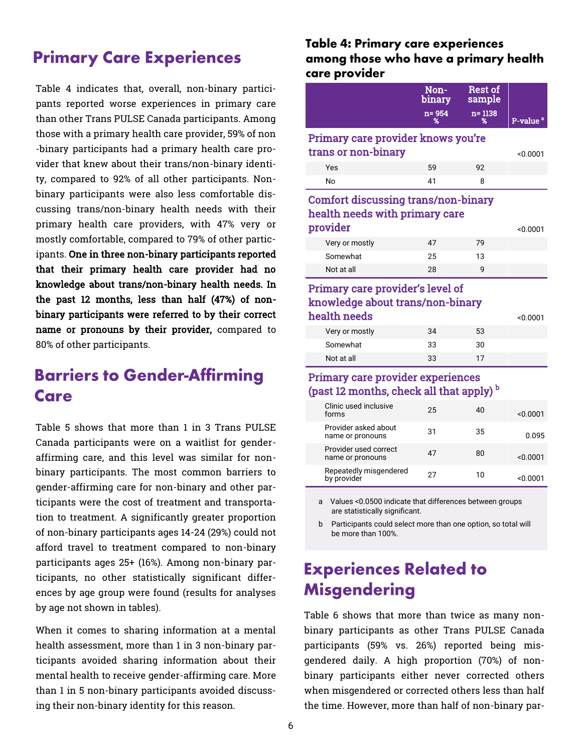## Primary Care Experiences

Table 4 indicates that, overall, non-binary participants reported worse experiences in primary care than other Trans PULSE Canada participants. Among those with a primary health care provider, 59% of non-binary participants had a primary health care provider that knew about their trans/non-binary identity, compared to 92% of all other participants. Non-binary participants were also less comfortable discussing trans/non-binary health needs with their primary health care providers, with 47% very or mostly comfortable, compared to 79% of other participants. **One in three non-binary participants reported that their primary health care provider had no knowledge about trans/non-binary health needs. In the past 12 months, less than half (47%) of non-binary participants were referred to by their correct name or pronouns by their provider,** compared to 80% of other participants.

## Barriers to Gender-Affirming Care

Table 5 shows that more than 1 in 3 Trans PULSE Canada participants were on a waitlist for gender-affirming care, and this level was similar for non-binary participants. The most common barriers to gender-affirming care for non-binary and other participants were the cost of treatment and transportation to treatment. A significantly greater proportion of non-binary participants ages 14-24 (29%) could not afford travel to treatment compared to non-binary participants ages 25+ (16%). Among non-binary participants, no other statistically significant differences by age group were found (results for analyses by age not shown in tables).

When it comes to sharing information at a mental health assessment, more than 1 in 3 non-binary participants avoided sharing information about their mental health to receive gender-affirming care. More than 1 in 5 non-binary participants avoided discussing their non-binary identity for this reason.

### Table 4: Primary care experiences among those who have a primary health care provider

| | Non-binary n= 954 % | Rest of sample n= 1138 % | P-value [a] |
|---|---|---|---|
| **Primary care provider knows you're trans or non-binary** | | | <0.0001 |
| Yes | 59 | 92 | |
| No | 41 | 8 | |
| **Comfort discussing trans/non-binary health needs with primary care provider** | | | <0.0001 |
| Very or mostly | 47 | 79 | |
| Somewhat | 25 | 13 | |
| Not at all | 28 | 9 | |
| **Primary care provider's level of knowledge about trans/non-binary health needs** | | | <0.0001 |
| Very or mostly | 34 | 53 | |
| Somewhat | 33 | 30 | |
| Not at all | 33 | 17 | |
| **Primary care provider experiences (past 12 months, check all that apply)** [b] | | | |
| Clinic used inclusive forms | 25 | 40 | <0.0001 |
| Provider asked about name or pronouns | 31 | 35 | 0.095 |
| Provider used correct name or pronouns | 47 | 80 | <0.0001 |
| Repeatedly misgendered by provider | 27 | 10 | <0.0001 |

a Values <0.0500 indicate that differences between groups are statistically significant.

b Participants could select more than one option, so total will be more than 100%.

## Experiences Related to Misgendering

Table 6 shows that more than twice as many non-binary participants as other Trans PULSE Canada participants (59% vs. 26%) reported being misgendered daily. A high proportion (70%) of non-binary participants either never corrected others when misgendered or corrected others less than half the time. However, more than half of non-binary par-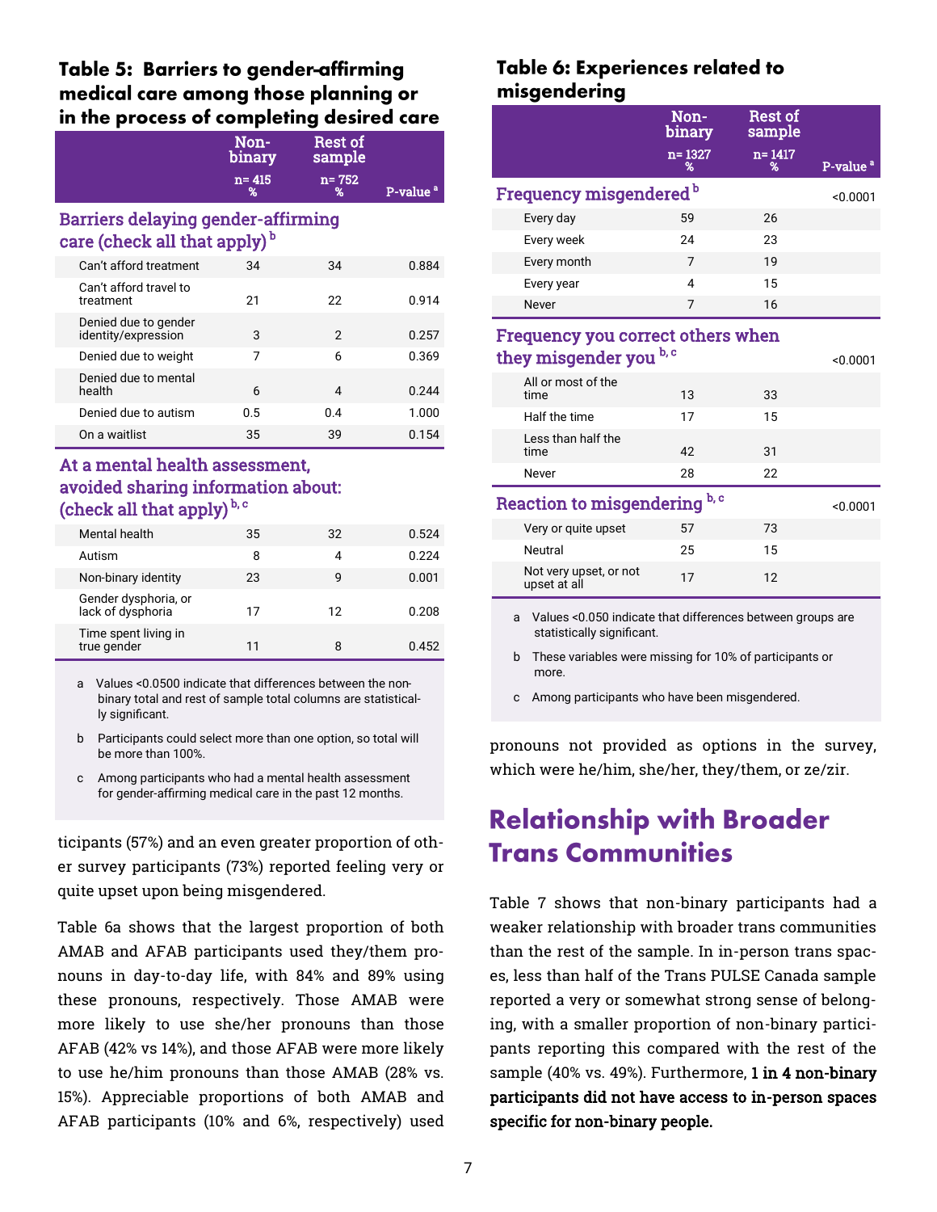### Table 5: Barriers to gender-affirming medical care among those planning or in the process of completing desired care

| | Non-binary n= 415 % | Rest of sample n= 752 % | P-value [a] |
|---|---|---|---|
| **Barriers delaying gender-affirming care (check all that apply) [b]** | | | |
| Can't afford treatment | 34 | 34 | 0.884 |
| Can't afford travel to treatment | 21 | 22 | 0.914 |
| Denied due to gender identity/expression | 3 | 2 | 0.257 |
| Denied due to weight | 7 | 6 | 0.369 |
| Denied due to mental health | 6 | 4 | 0.244 |
| Denied due to autism | 0.5 | 0.4 | 1.000 |
| On a waitlist | 35 | 39 | 0.154 |
| **At a mental health assessment, avoided sharing information about: (check all that apply) [b, c]** | | | |
| Mental health | 35 | 32 | 0.524 |
| Autism | 8 | 4 | 0.224 |
| Non-binary identity | 23 | 9 | 0.001 |
| Gender dysphoria, or lack of dysphoria | 17 | 12 | 0.208 |
| Time spent living in true gender | 11 | 8 | 0.452 |

a Values <0.0500 indicate that differences between the non-binary total and rest of sample total columns are statistically significant.

b Participants could select more than one option, so total will be more than 100%.

c Among participants who had a mental health assessment for gender-affirming medical care in the past 12 months.

ticipants (57%) and an even greater proportion of other survey participants (73%) reported feeling very or quite upset upon being misgendered.

Table 6a shows that the largest proportion of both AMAB and AFAB participants used they/them pronouns in day-to-day life, with 84% and 89% using these pronouns, respectively. Those AMAB were more likely to use she/her pronouns than those AFAB (42% vs 14%), and those AFAB were more likely to use he/him pronouns than those AMAB (28% vs. 15%). Appreciable proportions of both AMAB and AFAB participants (10% and 6%, respectively) used pronouns not provided as options in the survey, which were he/him, she/her, they/them, or ze/zir.

### Table 6: Experiences related to misgendering

| | Non-binary n= 1327 % | Rest of sample n= 1417 % | P-value [a] |
|---|---|---|---|
| **Frequency misgendered [b]** | | | <0.0001 |
| Every day | 59 | 26 | |
| Every week | 24 | 23 | |
| Every month | 7 | 19 | |
| Every year | 4 | 15 | |
| Never | 7 | 16 | |
| **Frequency you correct others when they misgender you [b, c]** | | | <0.0001 |
| All or most of the time | 13 | 33 | |
| Half the time | 17 | 15 | |
| Less than half the time | 42 | 31 | |
| Never | 28 | 22 | |
| **Reaction to misgendering [b, c]** | | | <0.0001 |
| Very or quite upset | 57 | 73 | |
| Neutral | 25 | 15 | |
| Not very upset, or not upset at all | 17 | 12 | |

a Values <0.050 indicate that differences between groups are statistically significant.

b These variables were missing for 10% of participants or more.

c Among participants who have been misgendered.

## Relationship with Broader Trans Communities

Table 7 shows that non-binary participants had a weaker relationship with broader trans communities than the rest of the sample. In in-person trans spaces, less than half of the Trans PULSE Canada sample reported a very or somewhat strong sense of belonging, with a smaller proportion of non-binary participants reporting this compared with the rest of the sample (40% vs. 49%). Furthermore, **1 in 4 non-binary participants did not have access to in-person spaces specific for non-binary people.**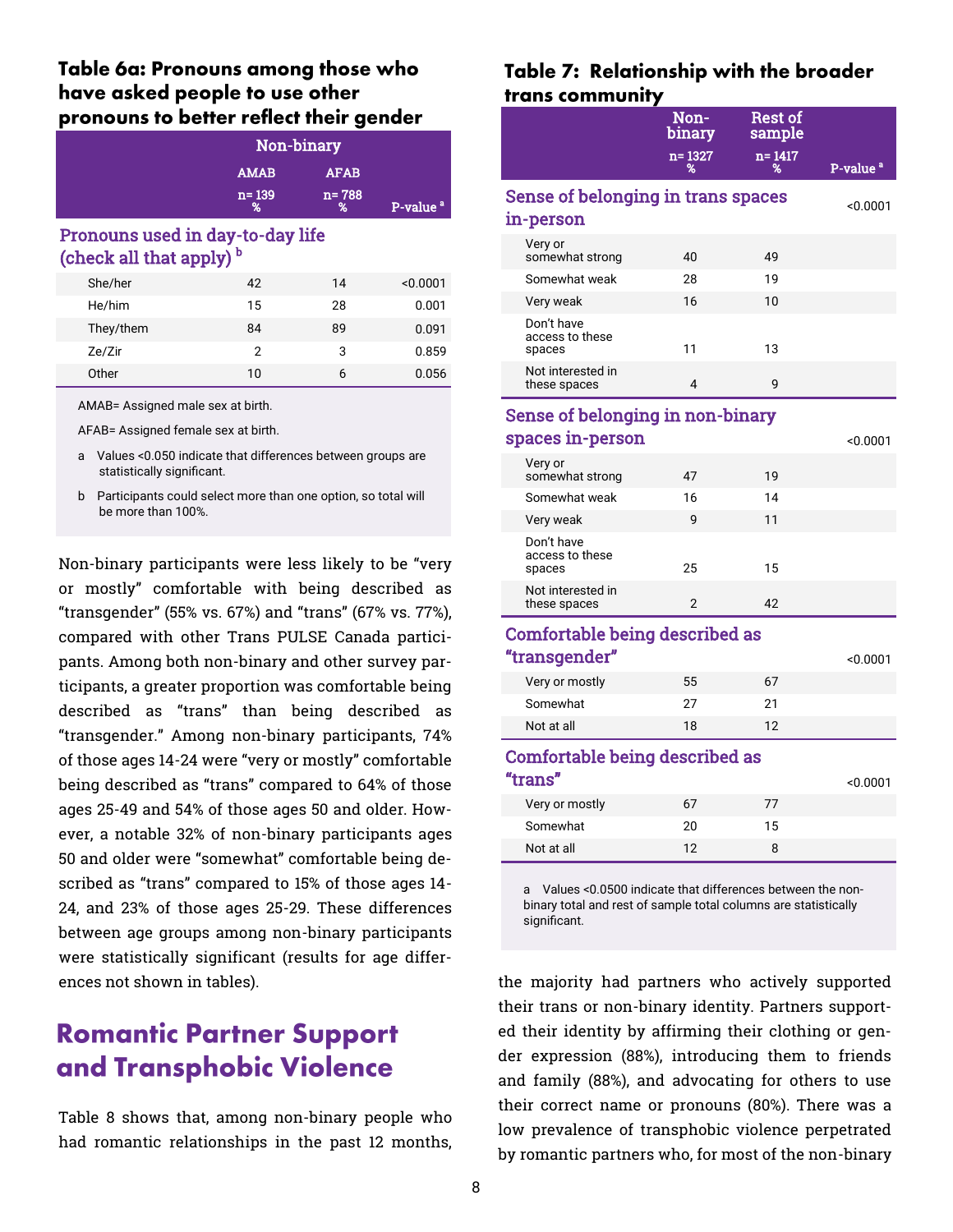### Table 6a: Pronouns among those who have asked people to use other pronouns to better reflect their gender

| | Non-binary | | |
|---|---|---|---|
| | AMAB n= 139 % | AFAB n= 788 % | P-value [a] |
| **Pronouns used in day-to-day life (check all that apply) [b]** | | | |
| She/her | 42 | 14 | <0.0001 |
| He/him | 15 | 28 | 0.001 |
| They/them | 84 | 89 | 0.091 |
| Ze/Zir | 2 | 3 | 0.859 |
| Other | 10 | 6 | 0.056 |

AMAB= Assigned male sex at birth.

AFAB= Assigned female sex at birth.

a Values <0.050 indicate that differences between groups are statistically significant.

b Participants could select more than one option, so total will be more than 100%.

Non-binary participants were less likely to be “very or mostly” comfortable with being described as “transgender” (55% vs. 67%) and “trans” (67% vs. 77%), compared with other Trans PULSE Canada participants. Among both non-binary and other survey participants, a greater proportion was comfortable being described as “trans” than being described as “transgender.” Among non-binary participants, 74% of those ages 14-24 were “very or mostly” comfortable being described as “trans” compared to 64% of those ages 25-49 and 54% of those ages 50 and older. However, a notable 32% of non-binary participants ages 50 and older were “somewhat” comfortable being described as “trans” compared to 15% of those ages 14-24, and 23% of those ages 25-29. These differences between age groups among non-binary participants were statistically significant (results for age differences not shown in tables).

### Table 7: Relationship with the broader trans community

| | Non-binary n= 1327 % | Rest of sample n= 1417 % | P-value [a] |
|---|---|---|---|
| **Sense of belonging in trans spaces in-person** | | | <0.0001 |
| Very or somewhat strong | 40 | 49 | |
| Somewhat weak | 28 | 19 | |
| Very weak | 16 | 10 | |
| Don’t have access to these spaces | 11 | 13 | |
| Not interested in these spaces | 4 | 9 | |
| **Sense of belonging in non-binary spaces in-person** | | | <0.0001 |
| Very or somewhat strong | 47 | 19 | |
| Somewhat weak | 16 | 14 | |
| Very weak | 9 | 11 | |
| Don’t have access to these spaces | 25 | 15 | |
| Not interested in these spaces | 2 | 42 | |
| **Comfortable being described as “transgender”** | | | <0.0001 |
| Very or mostly | 55 | 67 | |
| Somewhat | 27 | 21 | |
| Not at all | 18 | 12 | |
| **Comfortable being described as “trans”** | | | <0.0001 |
| Very or mostly | 67 | 77 | |
| Somewhat | 20 | 15 | |
| Not at all | 12 | 8 | |

a Values <0.0500 indicate that differences between the non-binary total and rest of sample total columns are statistically significant.

## Romantic Partner Support and Transphobic Violence

Table 8 shows that, among non-binary people who had romantic relationships in the past 12 months, the majority had partners who actively supported their trans or non-binary identity. Partners supported their identity by affirming their clothing or gender expression (88%), introducing them to friends and family (88%), and advocating for others to use their correct name or pronouns (80%). There was a low prevalence of transphobic violence perpetrated by romantic partners who, for most of the non-binary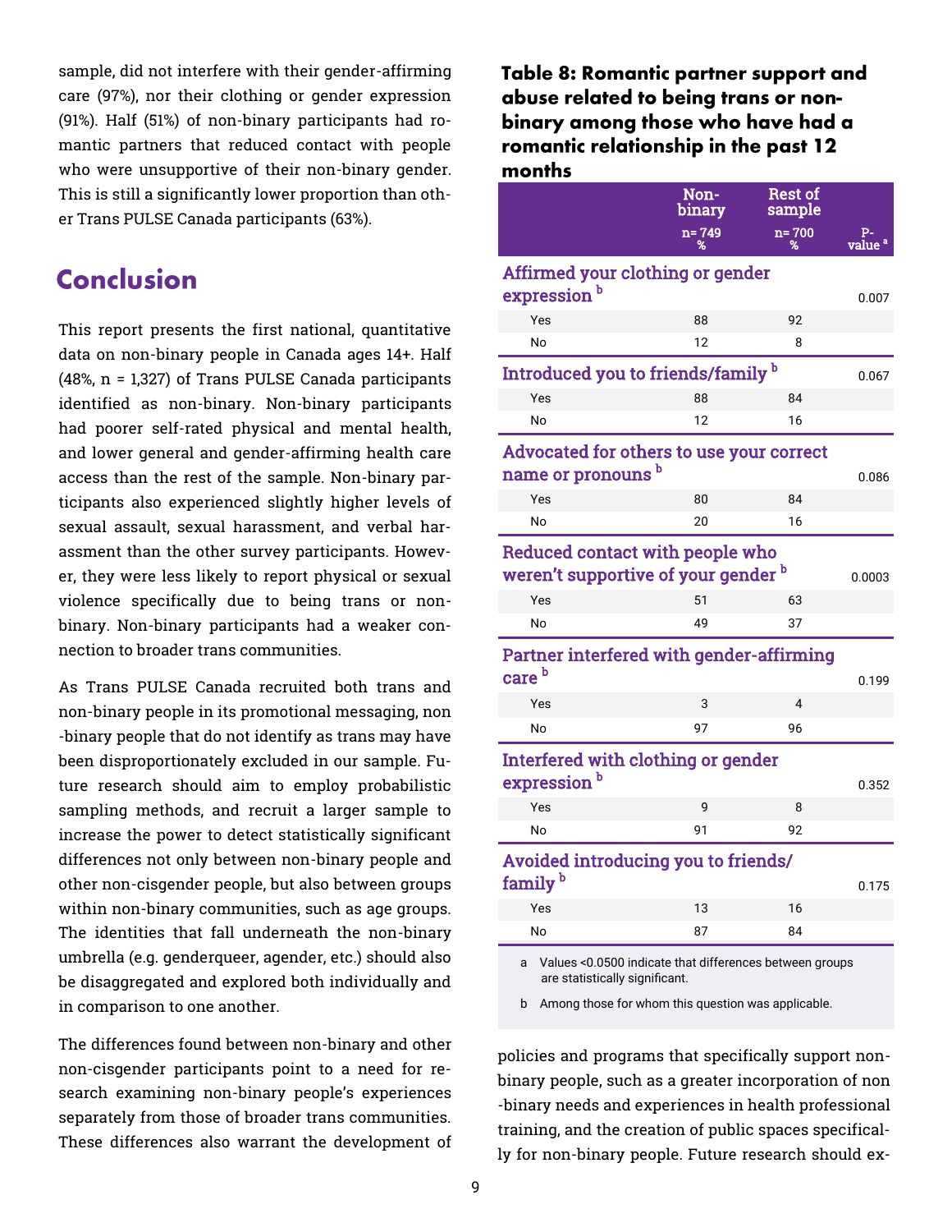sample, did not interfere with their gender-affirming care (97%), nor their clothing or gender expression (91%). Half (51%) of non-binary participants had romantic partners that reduced contact with people who were unsupportive of their non-binary gender. This is still a significantly lower proportion than other Trans PULSE Canada participants (63%).

## Conclusion

This report presents the first national, quantitative data on non-binary people in Canada ages 14+. Half (48%, n = 1,327) of Trans PULSE Canada participants identified as non-binary. Non-binary participants had poorer self-rated physical and mental health, and lower general and gender-affirming health care access than the rest of the sample. Non-binary participants also experienced slightly higher levels of sexual assault, sexual harassment, and verbal harassment than the other survey participants. However, they were less likely to report physical or sexual violence specifically due to being trans or non-binary. Non-binary participants had a weaker connection to broader trans communities.

As Trans PULSE Canada recruited both trans and non-binary people in its promotional messaging, non-binary people that do not identify as trans may have been disproportionately excluded in our sample. Future research should aim to employ probabilistic sampling methods, and recruit a larger sample to increase the power to detect statistically significant differences not only between non-binary people and other non-cisgender people, but also between groups within non-binary communities, such as age groups. The identities that fall underneath the non-binary umbrella (e.g. genderqueer, agender, etc.) should also be disaggregated and explored both individually and in comparison to one another.

The differences found between non-binary and other non-cisgender participants point to a need for research examining non-binary people's experiences separately from those of broader trans communities. These differences also warrant the development of policies and programs that specifically support non-binary people, such as a greater incorporation of non-binary needs and experiences in health professional training, and the creation of public spaces specifically for non-binary people. Future research should ex-

**Table 8: Romantic partner support and abuse related to being trans or non-binary among those who have had a romantic relationship in the past 12 months**

| | Non-binary n= 749 % | Rest of sample n= 700 % | P-value [a] |
|---|---|---|---|
| **Affirmed your clothing or gender expression [b]** | | | 0.007 |
| Yes | 88 | 92 | |
| No | 12 | 8 | |
| **Introduced you to friends/family [b]** | | | 0.067 |
| Yes | 88 | 84 | |
| No | 12 | 16 | |
| **Advocated for others to use your correct name or pronouns [b]** | | | 0.086 |
| Yes | 80 | 84 | |
| No | 20 | 16 | |
| **Reduced contact with people who weren't supportive of your gender [b]** | | | 0.0003 |
| Yes | 51 | 63 | |
| No | 49 | 37 | |
| **Partner interfered with gender-affirming care [b]** | | | 0.199 |
| Yes | 3 | 4 | |
| No | 97 | 96 | |
| **Interfered with clothing or gender expression [b]** | | | 0.352 |
| Yes | 9 | 8 | |
| No | 91 | 92 | |
| **Avoided introducing you to friends/family [b]** | | | 0.175 |
| Yes | 13 | 16 | |
| No | 87 | 84 | |

a Values <0.0500 indicate that differences between groups are statistically significant.

b Among those for whom this question was applicable.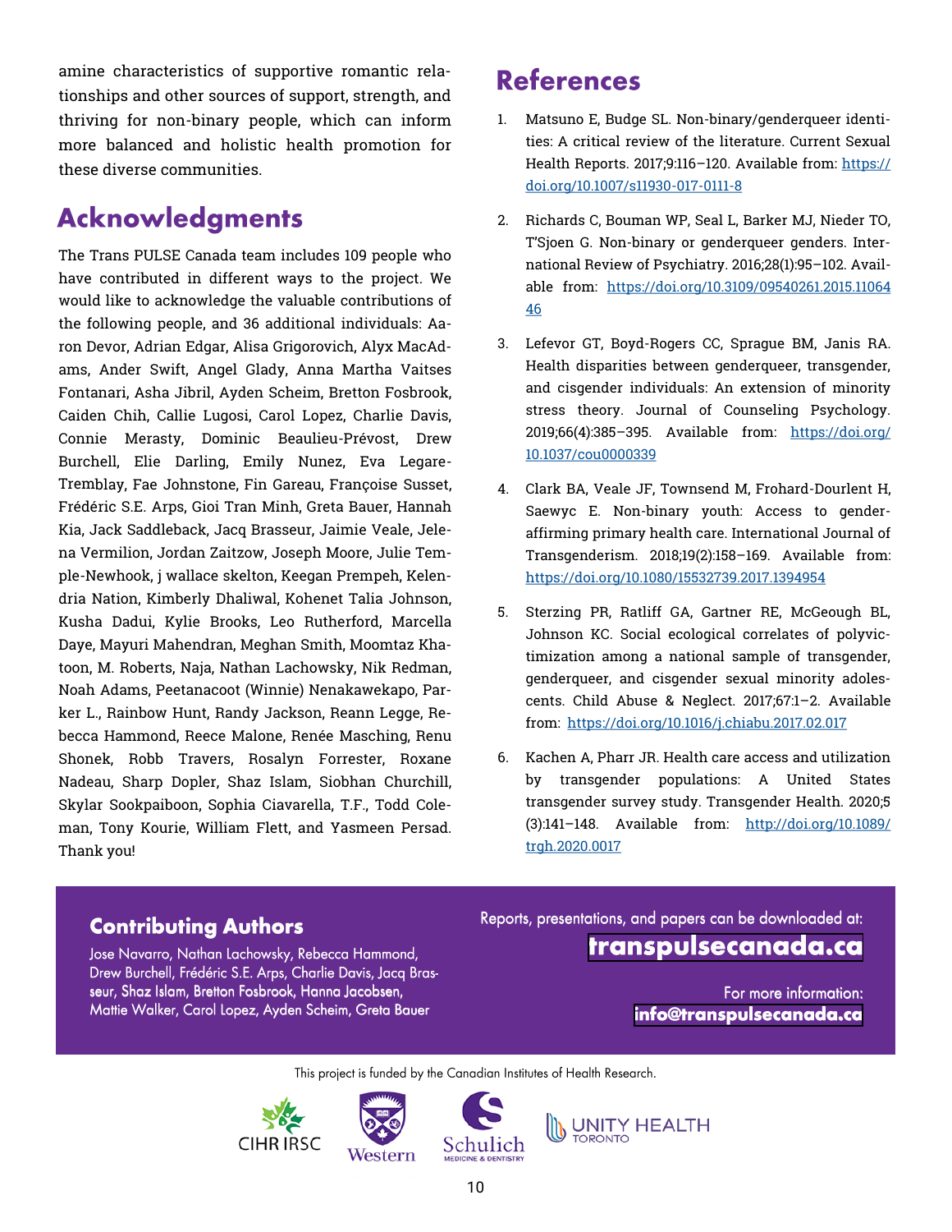amine characteristics of supportive romantic relationships and other sources of support, strength, and thriving for non-binary people, which can inform more balanced and holistic health promotion for these diverse communities.

## Acknowledgments

The Trans PULSE Canada team includes 109 people who have contributed in different ways to the project. We would like to acknowledge the valuable contributions of the following people, and 36 additional individuals: Aaron Devor, Adrian Edgar, Alisa Grigorovich, Alyx MacAdams, Ander Swift, Angel Glady, Anna Martha Vaitses Fontanari, Asha Jibril, Ayden Scheim, Bretton Fosbrook, Caiden Chih, Callie Lugosi, Carol Lopez, Charlie Davis, Connie Merasty, Dominic Beaulieu-Prévost, Drew Burchell, Elie Darling, Emily Nunez, Eva Legare-Tremblay, Fae Johnstone, Fin Gareau, Françoise Susset, Frédéric S.E. Arps, Gioi Tran Minh, Greta Bauer, Hannah Kia, Jack Saddleback, Jacq Brasseur, Jaimie Veale, Jelena Vermilion, Jordan Zaitzow, Joseph Moore, Julie Temple-Newhook, j wallace skelton, Keegan Prempeh, Kelendria Nation, Kimberly Dhaliwal, Kohenet Talia Johnson, Kusha Dadui, Kylie Brooks, Leo Rutherford, Marcella Daye, Mayuri Mahendran, Meghan Smith, Moomtaz Khatoon, M. Roberts, Naja, Nathan Lachowsky, Nik Redman, Noah Adams, Peetanacoot (Winnie) Nenakawekapo, Parker L., Rainbow Hunt, Randy Jackson, Reann Legge, Rebecca Hammond, Reece Malone, Renée Masching, Renu Shonek, Robb Travers, Rosalyn Forrester, Roxane Nadeau, Sharp Dopler, Shaz Islam, Siobhan Churchill, Skylar Sookpaiboon, Sophia Ciavarella, T.F., Todd Coleman, Tony Kourie, William Flett, and Yasmeen Persad. Thank you!

## References

1. Matsuno E, Budge SL. Non-binary/genderqueer identities: A critical review of the literature. Current Sexual Health Reports. 2017;9:116–120. Available from: https://doi.org/10.1007/s11930-017-0111-8
2. Richards C, Bouman WP, Seal L, Barker MJ, Nieder TO, T'Sjoen G. Non-binary or genderqueer genders. International Review of Psychiatry. 2016;28(1):95–102. Available from: https://doi.org/10.3109/09540261.2015.1106446
3. Lefevor GT, Boyd-Rogers CC, Sprague BM, Janis RA. Health disparities between genderqueer, transgender, and cisgender individuals: An extension of minority stress theory. Journal of Counseling Psychology. 2019;66(4):385–395. Available from: https://doi.org/10.1037/cou0000339
4. Clark BA, Veale JF, Townsend M, Frohard-Dourlent H, Saewyc E. Non-binary youth: Access to gender-affirming primary health care. International Journal of Transgenderism. 2018;19(2):158–169. Available from: https://doi.org/10.1080/15532739.2017.1394954
5. Sterzing PR, Ratliff GA, Gartner RE, McGeough BL, Johnson KC. Social ecological correlates of polyvictimization among a national sample of transgender, genderqueer, and cisgender sexual minority adolescents. Child Abuse & Neglect. 2017;67:1–2. Available from: https://doi.org/10.1016/j.chiabu.2017.02.017
6. Kachen A, Pharr JR. Health care access and utilization by transgender populations: A United States transgender survey study. Transgender Health. 2020;5(3):141–148. Available from: http://doi.org/10.1089/trgh.2020.0017

### Contributing Authors

Jose Navarro, Nathan Lachowsky, Rebecca Hammond, Drew Burchell, Frédéric S.E. Arps, Charlie Davis, Jacq Brasseur, Shaz Islam, Bretton Fosbrook, Hanna Jacobsen, Mattie Walker, Carol Lopez, Ayden Scheim, Greta Bauer

Reports, presentations, and papers can be downloaded at:
**transpulsecanada.ca**

For more information:
**info@transpulsecanada.ca**

This project is funded by the Canadian Institutes of Health Research.

CIHR IRSC · Western · Schulich Medicine & Dentistry · Unity Health Toronto